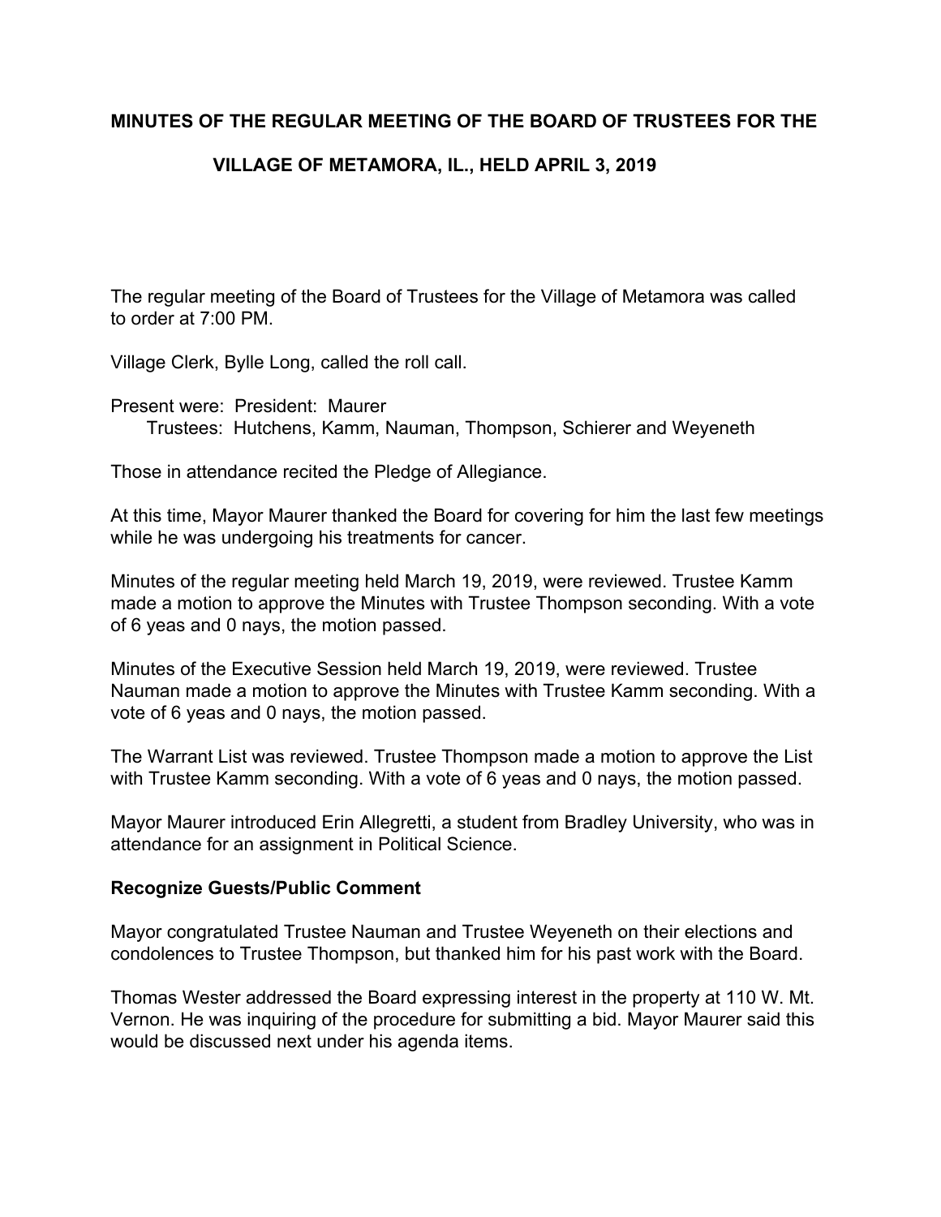# MINUTES OF THE REGULAR MEETING OF THE BOARD OF TRUSTEES FOR THE VILLAGE OF METAMORA, IL., HELD APRIL 3, 2019

The regular meeting of the Board of Trustees for the Village of Metamora was called to order at 7:00 PM.

Village Clerk, Bylle Long, called the roll call.

Present were: President: Maurer
Trustees: Hutchens, Kamm, Nauman, Thompson, Schierer and Weyeneth

Those in attendance recited the Pledge of Allegiance.

At this time, Mayor Maurer thanked the Board for covering for him the last few meetings while he was undergoing his treatments for cancer.

Minutes of the regular meeting held March 19, 2019, were reviewed. Trustee Kamm made a motion to approve the Minutes with Trustee Thompson seconding. With a vote of 6 yeas and 0 nays, the motion passed.

Minutes of the Executive Session held March 19, 2019, were reviewed. Trustee Nauman made a motion to approve the Minutes with Trustee Kamm seconding. With a vote of 6 yeas and 0 nays, the motion passed.

The Warrant List was reviewed. Trustee Thompson made a motion to approve the List with Trustee Kamm seconding. With a vote of 6 yeas and 0 nays, the motion passed.

Mayor Maurer introduced Erin Allegretti, a student from Bradley University, who was in attendance for an assignment in Political Science.

## Recognize Guests/Public Comment

Mayor congratulated Trustee Nauman and Trustee Weyeneth on their elections and condolences to Trustee Thompson, but thanked him for his past work with the Board.

Thomas Wester addressed the Board expressing interest in the property at 110 W. Mt. Vernon. He was inquiring of the procedure for submitting a bid. Mayor Maurer said this would be discussed next under his agenda items.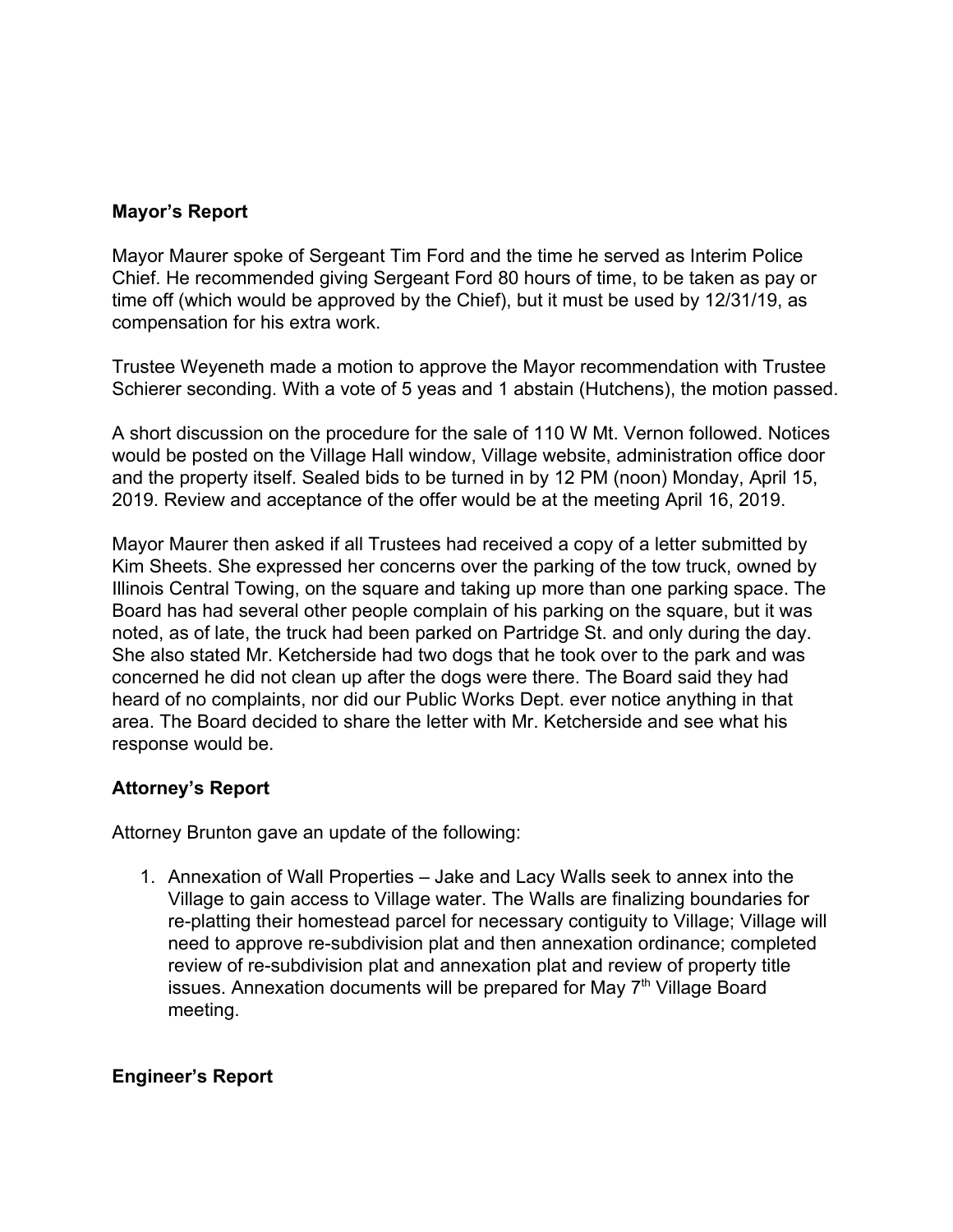**Mayor's Report**

Mayor Maurer spoke of Sergeant Tim Ford and the time he served as Interim Police Chief. He recommended giving Sergeant Ford 80 hours of time, to be taken as pay or time off (which would be approved by the Chief), but it must be used by 12/31/19, as compensation for his extra work.

Trustee Weyeneth made a motion to approve the Mayor recommendation with Trustee Schierer seconding. With a vote of 5 yeas and 1 abstain (Hutchens), the motion passed.

A short discussion on the procedure for the sale of 110 W Mt. Vernon followed. Notices would be posted on the Village Hall window, Village website, administration office door and the property itself. Sealed bids to be turned in by 12 PM (noon) Monday, April 15, 2019. Review and acceptance of the offer would be at the meeting April 16, 2019.

Mayor Maurer then asked if all Trustees had received a copy of a letter submitted by Kim Sheets. She expressed her concerns over the parking of the tow truck, owned by Illinois Central Towing, on the square and taking up more than one parking space. The Board has had several other people complain of his parking on the square, but it was noted, as of late, the truck had been parked on Partridge St. and only during the day. She also stated Mr. Ketcherside had two dogs that he took over to the park and was concerned he did not clean up after the dogs were there. The Board said they had heard of no complaints, nor did our Public Works Dept. ever notice anything in that area. The Board decided to share the letter with Mr. Ketcherside and see what his response would be.

**Attorney's Report**

Attorney Brunton gave an update of the following:

1. Annexation of Wall Properties – Jake and Lacy Walls seek to annex into the Village to gain access to Village water. The Walls are finalizing boundaries for re-platting their homestead parcel for necessary contiguity to Village; Village will need to approve re-subdivision plat and then annexation ordinance; completed review of re-subdivision plat and annexation plat and review of property title issues. Annexation documents will be prepared for May 7th Village Board meeting.

**Engineer's Report**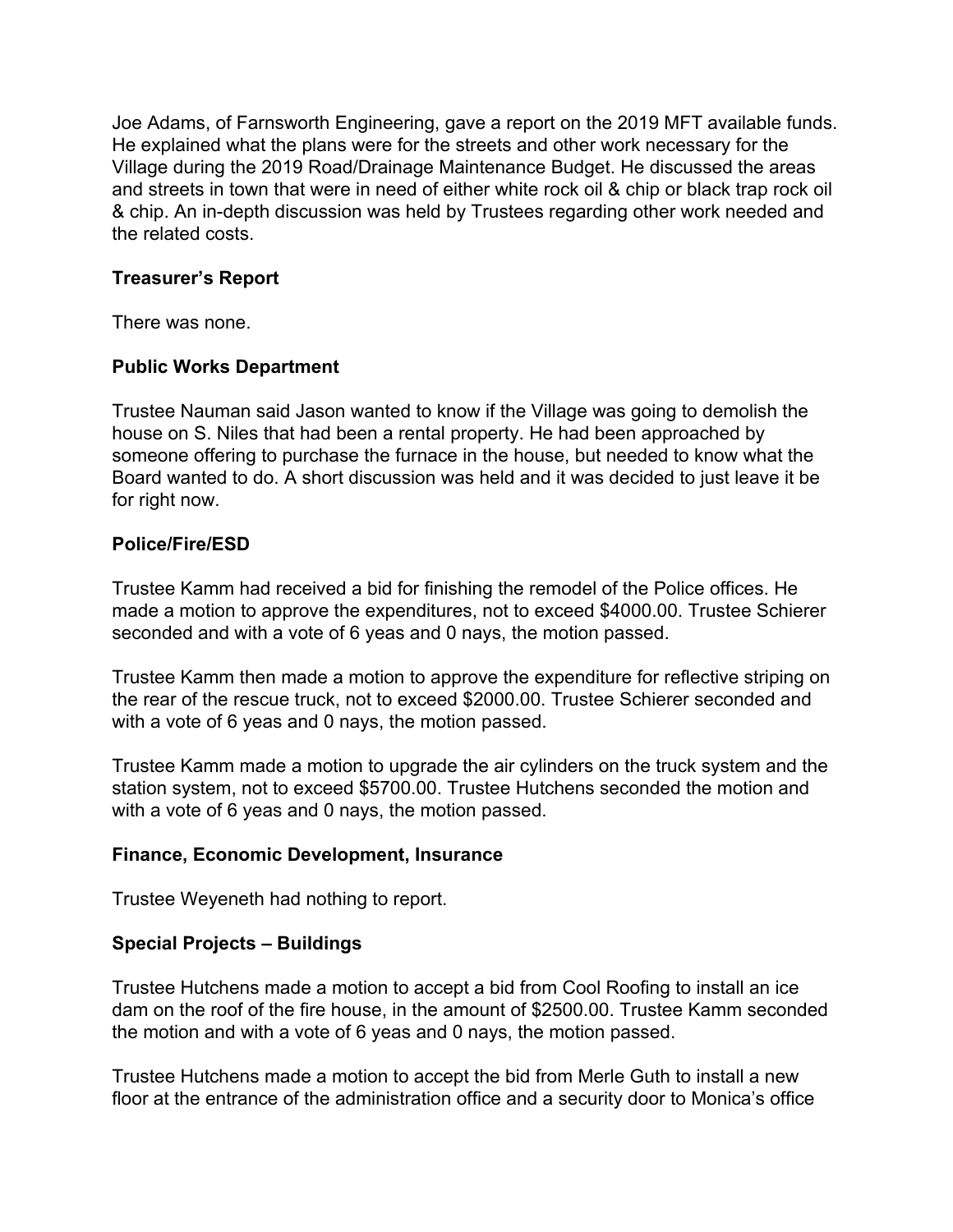Joe Adams, of Farnsworth Engineering, gave a report on the 2019 MFT available funds. He explained what the plans were for the streets and other work necessary for the Village during the 2019 Road/Drainage Maintenance Budget. He discussed the areas and streets in town that were in need of either white rock oil & chip or black trap rock oil & chip. An in-depth discussion was held by Trustees regarding other work needed and the related costs.

**Treasurer's Report**

There was none.

**Public Works Department**

Trustee Nauman said Jason wanted to know if the Village was going to demolish the house on S. Niles that had been a rental property. He had been approached by someone offering to purchase the furnace in the house, but needed to know what the Board wanted to do. A short discussion was held and it was decided to just leave it be for right now.

**Police/Fire/ESD**

Trustee Kamm had received a bid for finishing the remodel of the Police offices. He made a motion to approve the expenditures, not to exceed $4000.00. Trustee Schierer seconded and with a vote of 6 yeas and 0 nays, the motion passed.

Trustee Kamm then made a motion to approve the expenditure for reflective striping on the rear of the rescue truck, not to exceed $2000.00. Trustee Schierer seconded and with a vote of 6 yeas and 0 nays, the motion passed.

Trustee Kamm made a motion to upgrade the air cylinders on the truck system and the station system, not to exceed $5700.00. Trustee Hutchens seconded the motion and with a vote of 6 yeas and 0 nays, the motion passed.

**Finance, Economic Development, Insurance**

Trustee Weyeneth had nothing to report.

**Special Projects – Buildings**

Trustee Hutchens made a motion to accept a bid from Cool Roofing to install an ice dam on the roof of the fire house, in the amount of $2500.00. Trustee Kamm seconded the motion and with a vote of 6 yeas and 0 nays, the motion passed.

Trustee Hutchens made a motion to accept the bid from Merle Guth to install a new floor at the entrance of the administration office and a security door to Monica's office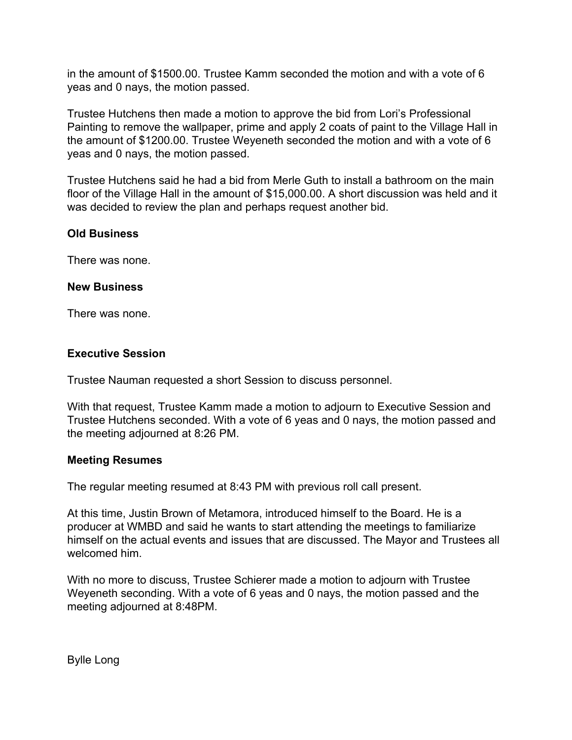in the amount of $1500.00. Trustee Kamm seconded the motion and with a vote of 6 yeas and 0 nays, the motion passed.

Trustee Hutchens then made a motion to approve the bid from Lori's Professional Painting to remove the wallpaper, prime and apply 2 coats of paint to the Village Hall in the amount of $1200.00. Trustee Weyeneth seconded the motion and with a vote of 6 yeas and 0 nays, the motion passed.

Trustee Hutchens said he had a bid from Merle Guth to install a bathroom on the main floor of the Village Hall in the amount of $15,000.00. A short discussion was held and it was decided to review the plan and perhaps request another bid.

**Old Business**

There was none.

**New Business**

There was none.

**Executive Session**

Trustee Nauman requested a short Session to discuss personnel.

With that request, Trustee Kamm made a motion to adjourn to Executive Session and Trustee Hutchens seconded. With a vote of 6 yeas and 0 nays, the motion passed and the meeting adjourned at 8:26 PM.

**Meeting Resumes**

The regular meeting resumed at 8:43 PM with previous roll call present.

At this time, Justin Brown of Metamora, introduced himself to the Board. He is a producer at WMBD and said he wants to start attending the meetings to familiarize himself on the actual events and issues that are discussed. The Mayor and Trustees all welcomed him.

With no more to discuss, Trustee Schierer made a motion to adjourn with Trustee Weyeneth seconding. With a vote of 6 yeas and 0 nays, the motion passed and the meeting adjourned at 8:48PM.

Bylle Long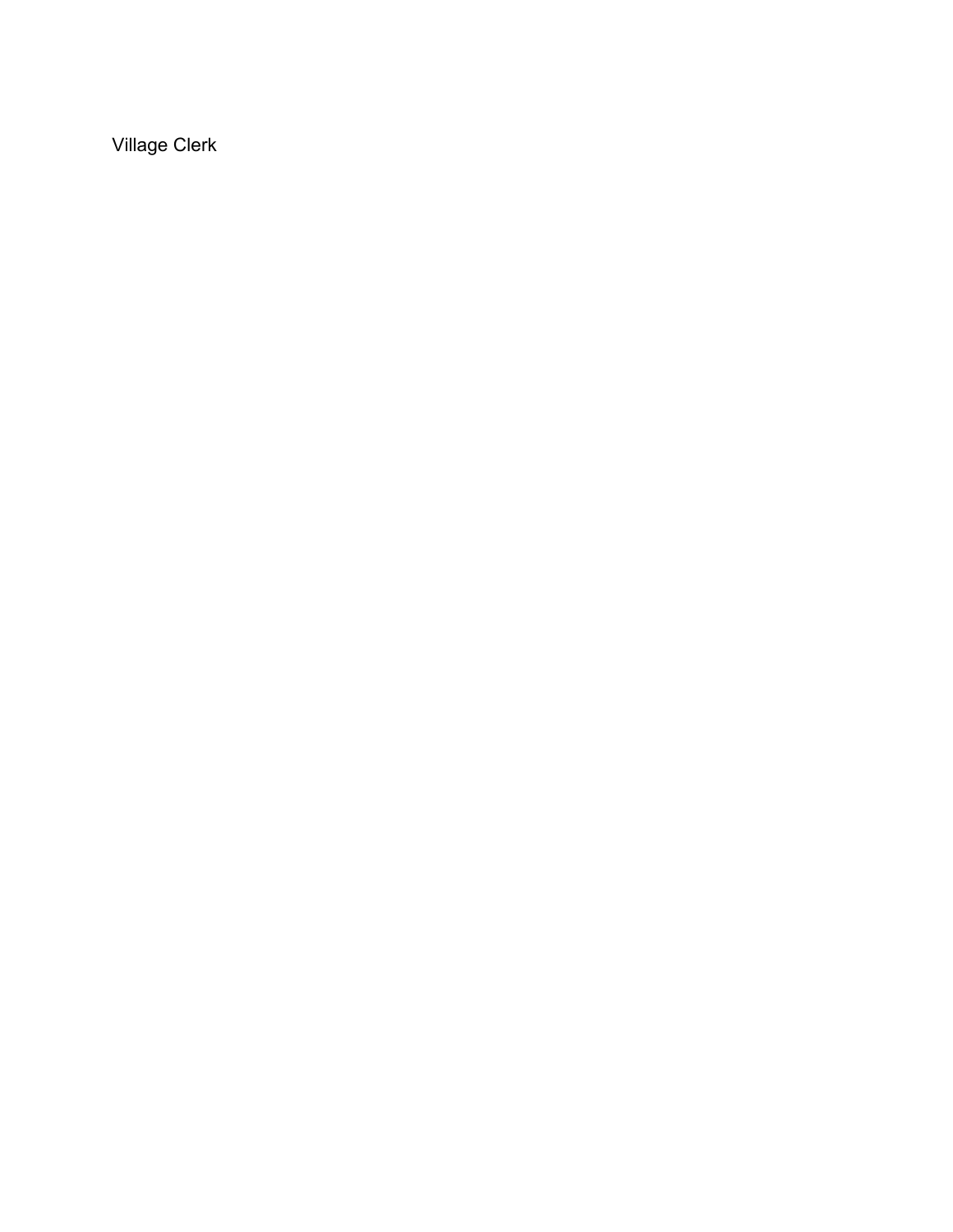Village Clerk